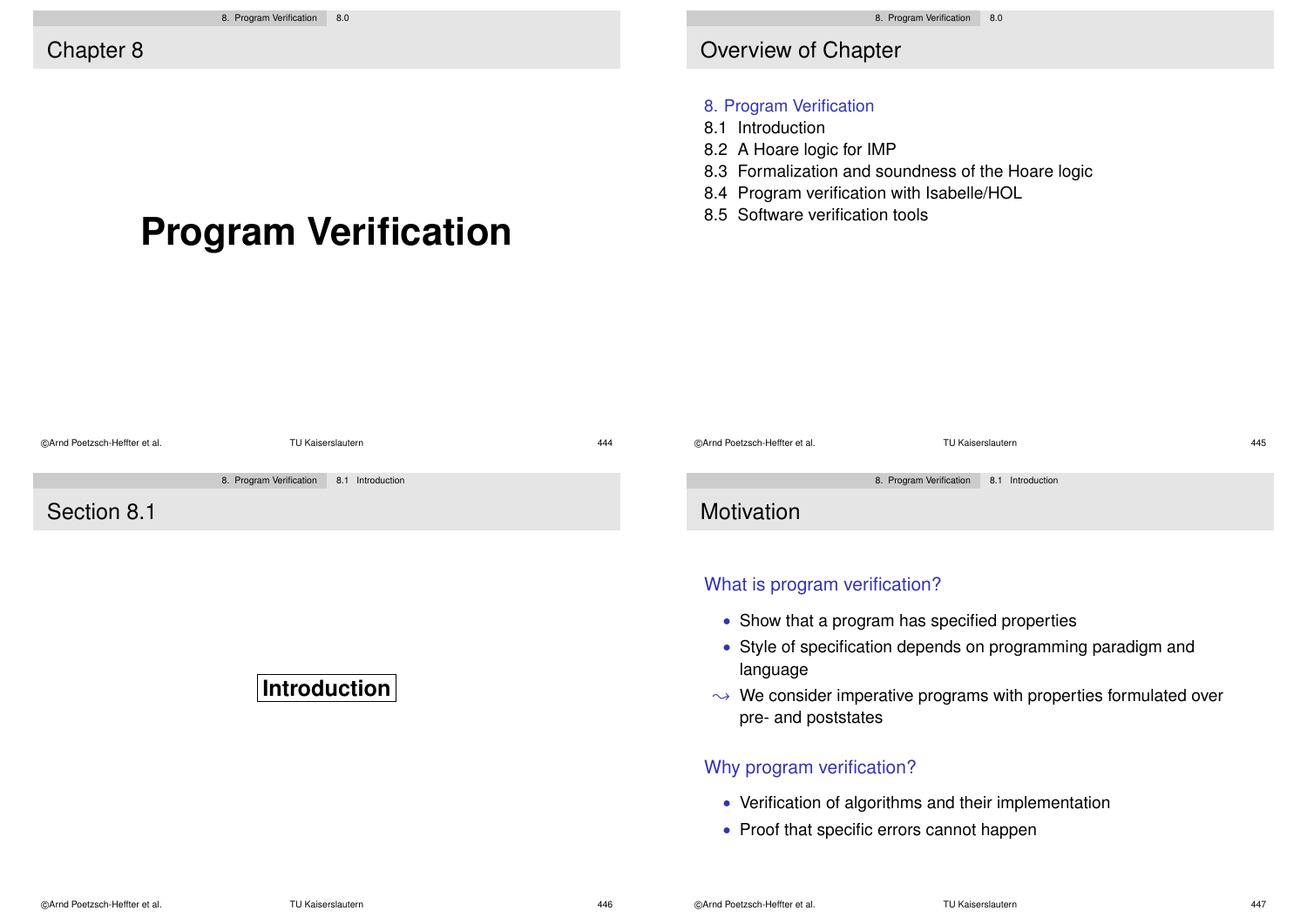## Chapter 8

# Program Verification

## Overview of Chapter

8. Program Verification
8.1 Introduction
8.2 A Hoare logic for IMP
8.3 Formalization and soundness of the Hoare logic
8.4 Program verification with Isabelle/HOL
8.5 Software verification tools

## Section 8.1

**Introduction**

## Motivation

### What is program verification?

- Show that a program has specified properties
- Style of specification depends on programming paradigm and language

$\rightsquigarrow$ We consider imperative programs with properties formulated over pre- and poststates

### Why program verification?

- Verification of algorithms and their implementation
- Proof that specific errors cannot happen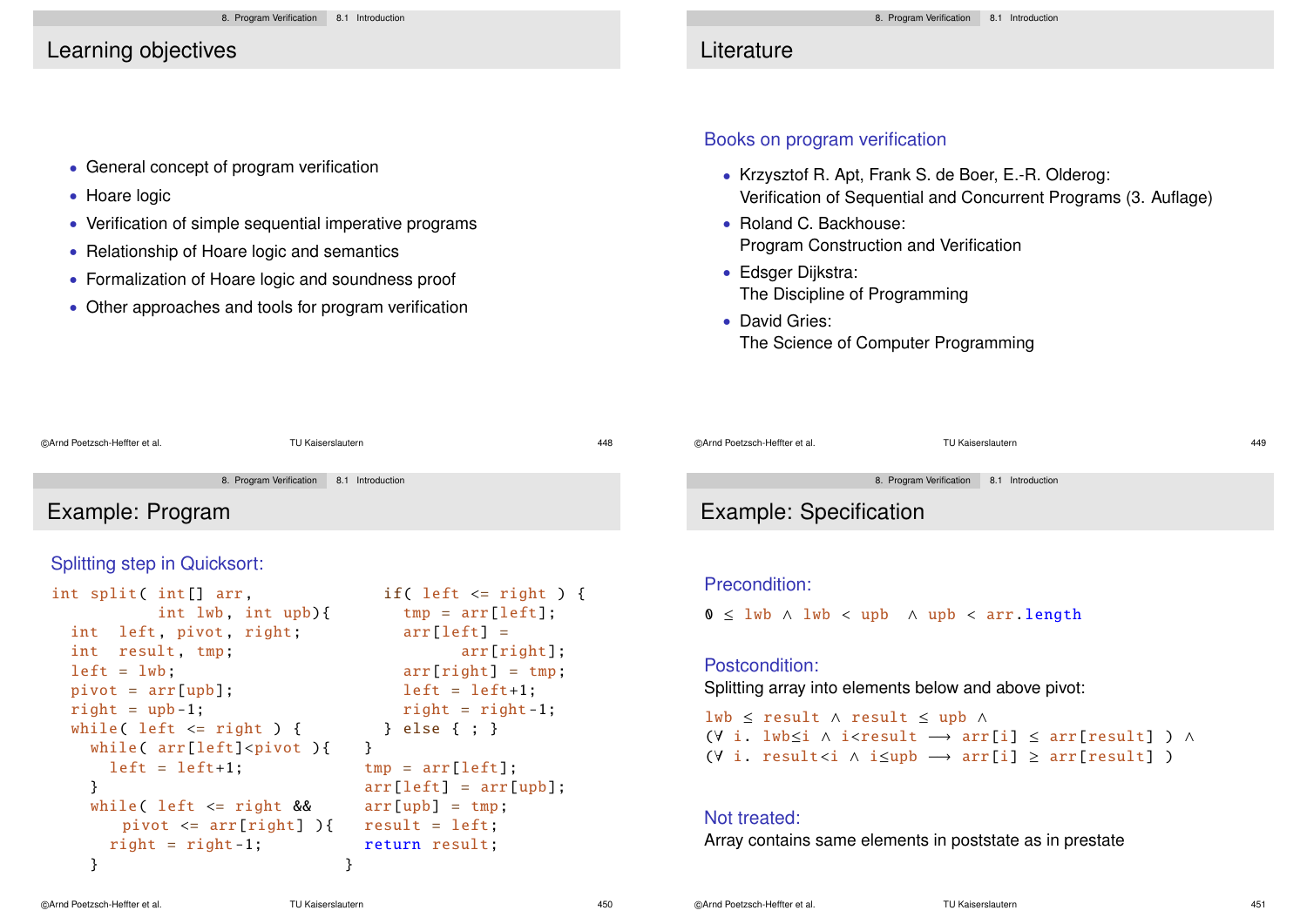## Learning objectives

- General concept of program verification
- Hoare logic
- Verification of simple sequential imperative programs
- Relationship of Hoare logic and semantics
- Formalization of Hoare logic and soundness proof
- Other approaches and tools for program verification

## Literature

### Books on program verification

- Krzysztof R. Apt, Frank S. de Boer, E.-R. Olderog:
  Verification of Sequential and Concurrent Programs (3. Auflage)
- Roland C. Backhouse:
  Program Construction and Verification
- Edsger Dijkstra:
  The Discipline of Programming
- David Gries:
  The Science of Computer Programming

## Example: Program

### Splitting step in Quicksort:

```
int split( int[] arr,
           int lwb, int upb){
  int  left, pivot, right;
  int  result, tmp;
  left = lwb;
  pivot = arr[upb];
  right = upb-1;
  while( left <= right ) {
    while( arr[left]<pivot ){
      left = left+1;
    }
    while( left <= right &&
        pivot <= arr[right] ){
      right = right-1;
    }
    if( left <= right ) {
      tmp = arr[left];
      arr[left] =
            arr[right];
      arr[right] = tmp;
      left = left+1;
      right = right-1;
    } else { ; }
  }
  tmp = arr[left];
  arr[left] = arr[upb];
  arr[upb] = tmp;
  result = left;
  return result;
}
```

## Example: Specification

### Precondition:

```
0 ≤ lwb ∧ lwb < upb  ∧ upb < arr.length
```

### Postcondition:

Splitting array into elements below and above pivot:

```
lwb ≤ result ∧ result ≤ upb ∧
(∀ i. lwb≤i ∧ i<result ⟶ arr[i] ≤ arr[result] ) ∧
(∀ i. result<i ∧ i≤upb ⟶ arr[i] ≥ arr[result] )
```

### Not treated:

Array contains same elements in poststate as in prestate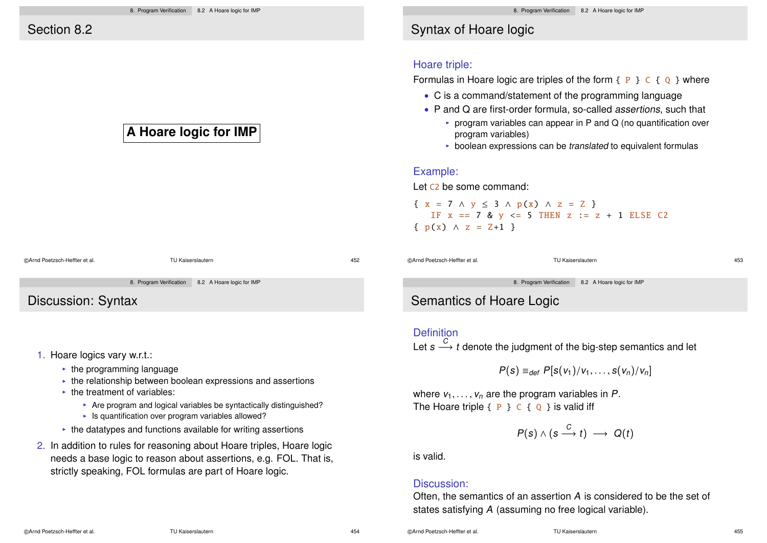## Section 8.2

**A Hoare logic for IMP**

## Syntax of Hoare logic

### Hoare triple:

Formulas in Hoare logic are triples of the form `{ P } C { Q }` where

- C is a command/statement of the programming language
- P and Q are first-order formula, so-called *assertions*, such that
  - program variables can appear in P and Q (no quantification over program variables)
  - boolean expressions can be *translated* to equivalent formulas

### Example:

Let `C2` be some command:

```
{ x = 7 ∧ y ≤ 3 ∧ p(x) ∧ z = Z }
   IF x == 7 & y <= 5 THEN z := z + 1 ELSE C2
{ p(x) ∧ z = Z+1 }
```

## Discussion: Syntax

1. Hoare logics vary w.r.t.:
   - the programming language
   - the relationship between boolean expressions and assertions
   - the treatment of variables:
     - Are program and logical variables be syntactically distinguished?
     - Is quantification over program variables allowed?
   - the datatypes and functions available for writing assertions
2. In addition to rules for reasoning about Hoare triples, Hoare logic needs a base logic to reason about assertions, e.g. FOL. That is, strictly speaking, FOL formulas are part of Hoare logic.

## Semantics of Hoare Logic

### Definition

Let $s \xrightarrow{C} t$ denote the judgment of the big-step semantics and let

$$P(s) \equiv_{def} P[s(v_1)/v_1, \ldots, s(v_n)/v_n]$$

where $v_1, \ldots, v_n$ are the program variables in $P$.
The Hoare triple `{ P } C { Q }` is valid iff

$$P(s) \wedge (s \xrightarrow{C} t) \longrightarrow Q(t)$$

is valid.

### Discussion:

Often, the semantics of an assertion $A$ is considered to be the set of states satisfying $A$ (assuming no free logical variable).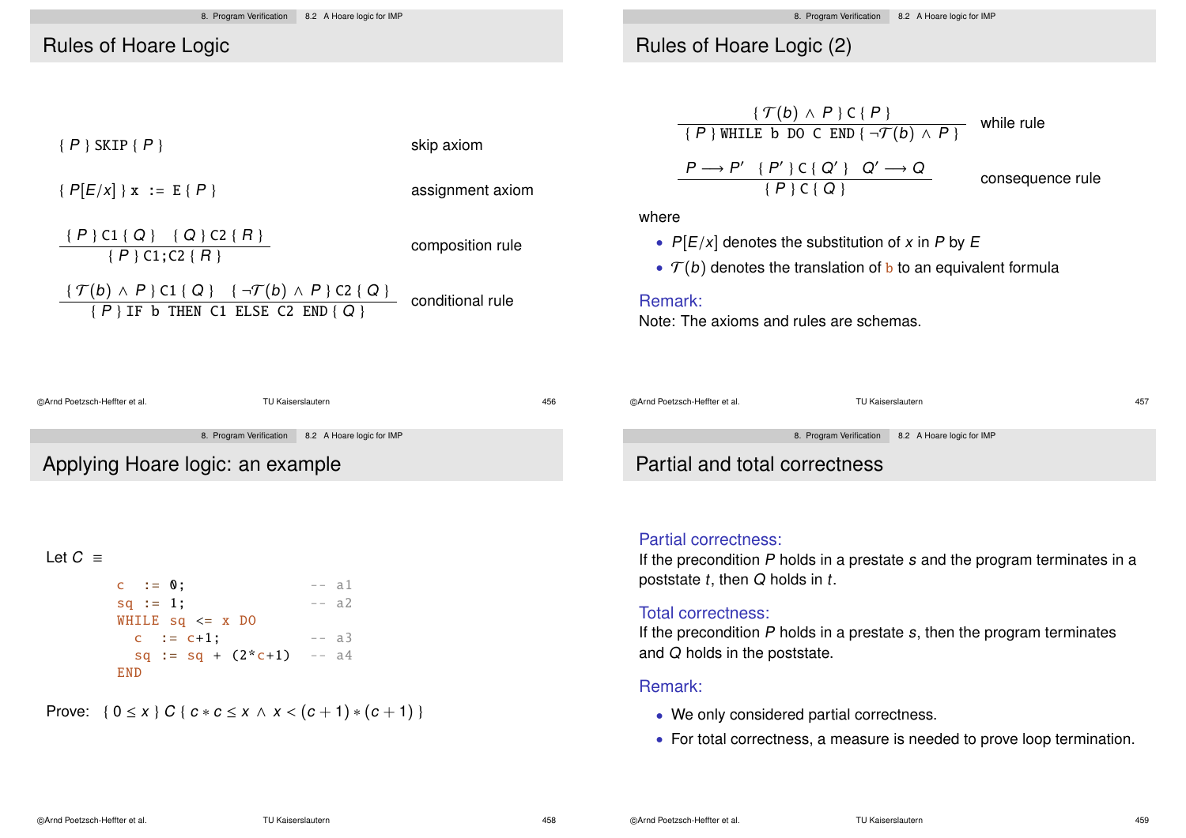## Rules of Hoare Logic

| | |
|---|---|
| $\{ P \}$ `SKIP` $\{ P \}$ | skip axiom |
| $\{ P[E/x] \}$ `x := E` $\{ P \}$ | assignment axiom |
| $\dfrac{\{ P \}\ \texttt{C1}\ \{ Q \} \quad \{ Q \}\ \texttt{C2}\ \{ R \}}{\{ P \}\ \texttt{C1;C2}\ \{ R \}}$ | composition rule |
| $\dfrac{\{ \mathcal{T}(b) \wedge P \}\ \texttt{C1}\ \{ Q \} \quad \{ \neg\mathcal{T}(b) \wedge P \}\ \texttt{C2}\ \{ Q \}}{\{ P \}\ \texttt{IF b THEN C1 ELSE C2 END}\ \{ Q \}}$ | conditional rule |

## Rules of Hoare Logic (2)

| | |
|---|---|
| $\dfrac{\{ \mathcal{T}(b) \wedge P \}\ \texttt{C}\ \{ P \}}{\{ P \}\ \texttt{WHILE b DO C END}\ \{ \neg\mathcal{T}(b) \wedge P \}}$ | while rule |
| $\dfrac{P \longrightarrow P' \quad \{ P' \}\ \texttt{C}\ \{ Q' \} \quad Q' \longrightarrow Q}{\{ P \}\ \texttt{C}\ \{ Q \}}$ | consequence rule |

where

- $P[E/x]$ denotes the substitution of $x$ in $P$ by $E$
- $\mathcal{T}(b)$ denotes the translation of b to an equivalent formula

**Remark:**
Note: The axioms and rules are schemas.

## Applying Hoare logic: an example

Let $C \equiv$

```
c  := 0;                  -- a1
sq := 1;                  -- a2
WHILE sq <= x DO
  c  := c+1;              -- a3
  sq := sq + (2*c+1)      -- a4
END
```

Prove: $\{ 0 \leq x \}\ C\ \{ c * c \leq x \wedge x < (c+1) * (c+1) \}$

## Partial and total correctness

**Partial correctness:**
If the precondition $P$ holds in a prestate $s$ and the program terminates in a poststate $t$, then $Q$ holds in $t$.

**Total correctness:**
If the precondition $P$ holds in a prestate $s$, then the program terminates and $Q$ holds in the poststate.

**Remark:**

- We only considered partial correctness.
- For total correctness, a measure is needed to prove loop termination.